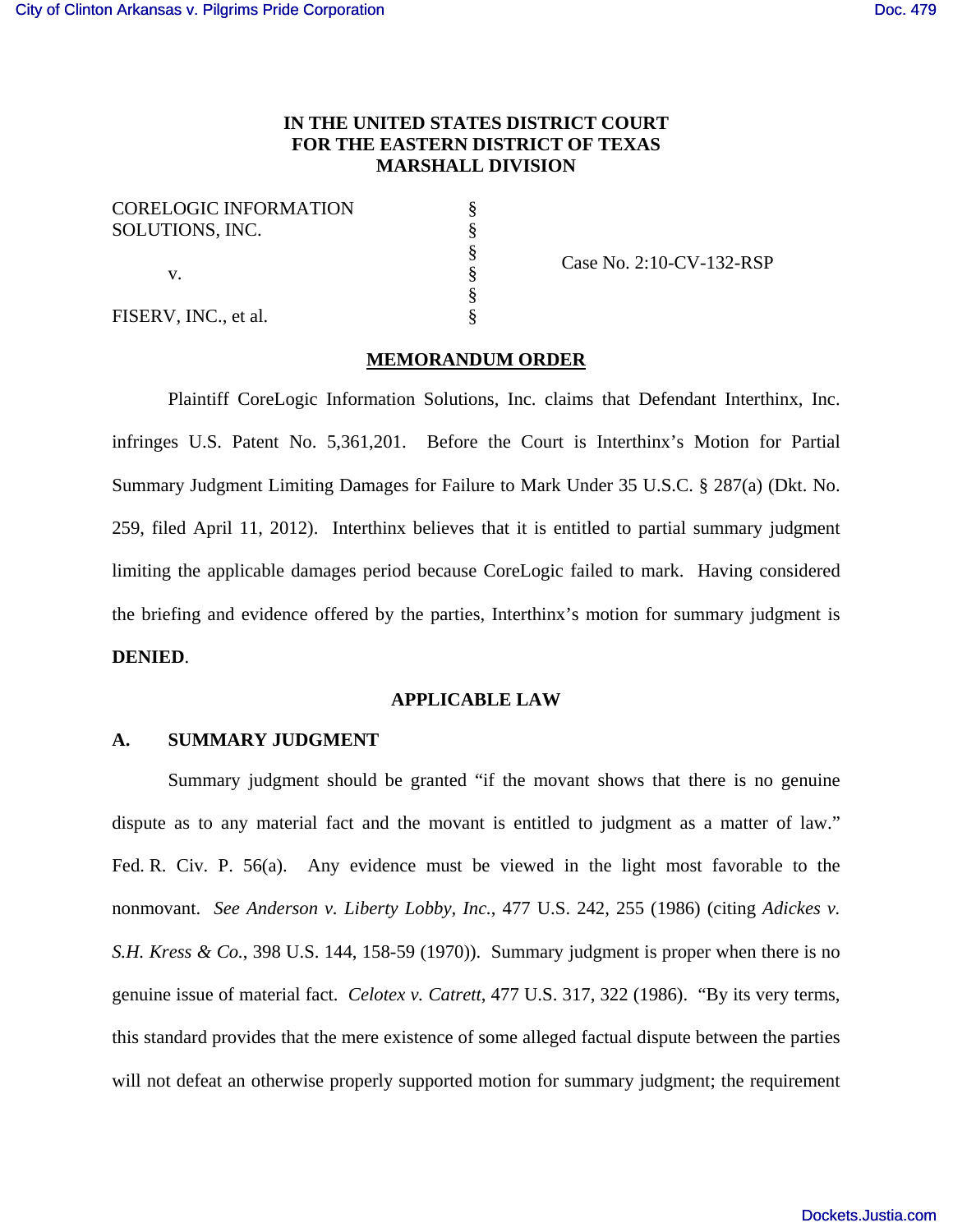**IN THE UNITED STATES DISTRICT COURT**
**FOR THE EASTERN DISTRICT OF TEXAS**
**MARSHALL DIVISION**

| | | |
|---|---|---|
| CORELOGIC INFORMATION SOLUTIONS, INC. | § | |
| | § | |
| v. | § | Case No. 2:10-CV-132-RSP |
| | § | |
| FISERV, INC., et al. | § | |

**MEMORANDUM ORDER**

Plaintiff CoreLogic Information Solutions, Inc. claims that Defendant Interthinx, Inc. infringes U.S. Patent No. 5,361,201. Before the Court is Interthinx's Motion for Partial Summary Judgment Limiting Damages for Failure to Mark Under 35 U.S.C. § 287(a) (Dkt. No. 259, filed April 11, 2012). Interthinx believes that it is entitled to partial summary judgment limiting the applicable damages period because CoreLogic failed to mark. Having considered the briefing and evidence offered by the parties, Interthinx's motion for summary judgment is **DENIED**.

**APPLICABLE LAW**

**A. SUMMARY JUDGMENT**

Summary judgment should be granted "if the movant shows that there is no genuine dispute as to any material fact and the movant is entitled to judgment as a matter of law." Fed. R. Civ. P. 56(a). Any evidence must be viewed in the light most favorable to the nonmovant. *See Anderson v. Liberty Lobby, Inc.*, 477 U.S. 242, 255 (1986) (citing *Adickes v. S.H. Kress & Co.*, 398 U.S. 144, 158-59 (1970)). Summary judgment is proper when there is no genuine issue of material fact. *Celotex v. Catrett*, 477 U.S. 317, 322 (1986). "By its very terms, this standard provides that the mere existence of some alleged factual dispute between the parties will not defeat an otherwise properly supported motion for summary judgment; the requirement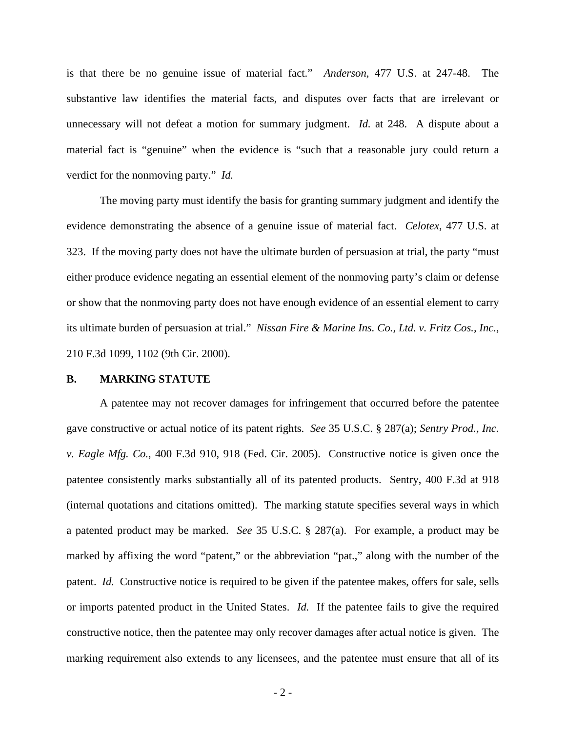is that there be no genuine issue of material fact." *Anderson*, 477 U.S. at 247-48. The substantive law identifies the material facts, and disputes over facts that are irrelevant or unnecessary will not defeat a motion for summary judgment. *Id.* at 248. A dispute about a material fact is "genuine" when the evidence is "such that a reasonable jury could return a verdict for the nonmoving party." *Id.*

The moving party must identify the basis for granting summary judgment and identify the evidence demonstrating the absence of a genuine issue of material fact. *Celotex*, 477 U.S. at 323. If the moving party does not have the ultimate burden of persuasion at trial, the party "must either produce evidence negating an essential element of the nonmoving party's claim or defense or show that the nonmoving party does not have enough evidence of an essential element to carry its ultimate burden of persuasion at trial." *Nissan Fire & Marine Ins. Co., Ltd. v. Fritz Cos., Inc.*, 210 F.3d 1099, 1102 (9th Cir. 2000).

## B. MARKING STATUTE

A patentee may not recover damages for infringement that occurred before the patentee gave constructive or actual notice of its patent rights. *See* 35 U.S.C. § 287(a); *Sentry Prod., Inc. v. Eagle Mfg. Co.*, 400 F.3d 910, 918 (Fed. Cir. 2005). Constructive notice is given once the patentee consistently marks substantially all of its patented products. Sentry, 400 F.3d at 918 (internal quotations and citations omitted). The marking statute specifies several ways in which a patented product may be marked. *See* 35 U.S.C. § 287(a). For example, a product may be marked by affixing the word "patent," or the abbreviation "pat.," along with the number of the patent. *Id.* Constructive notice is required to be given if the patentee makes, offers for sale, sells or imports patented product in the United States. *Id.* If the patentee fails to give the required constructive notice, then the patentee may only recover damages after actual notice is given. The marking requirement also extends to any licensees, and the patentee must ensure that all of its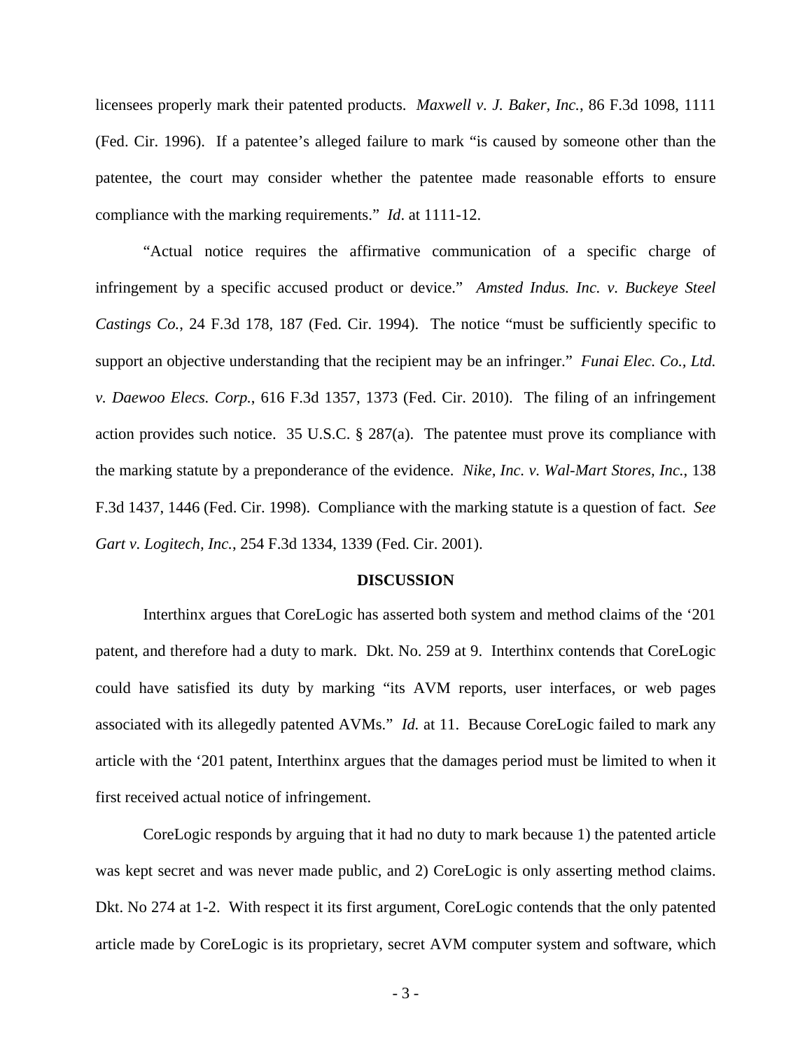licensees properly mark their patented products. *Maxwell v. J. Baker, Inc.*, 86 F.3d 1098, 1111 (Fed. Cir. 1996). If a patentee's alleged failure to mark "is caused by someone other than the patentee, the court may consider whether the patentee made reasonable efforts to ensure compliance with the marking requirements." *Id*. at 1111-12.

"Actual notice requires the affirmative communication of a specific charge of infringement by a specific accused product or device." *Amsted Indus. Inc. v. Buckeye Steel Castings Co.*, 24 F.3d 178, 187 (Fed. Cir. 1994). The notice "must be sufficiently specific to support an objective understanding that the recipient may be an infringer." *Funai Elec. Co., Ltd. v. Daewoo Elecs. Corp.*, 616 F.3d 1357, 1373 (Fed. Cir. 2010). The filing of an infringement action provides such notice. 35 U.S.C. § 287(a). The patentee must prove its compliance with the marking statute by a preponderance of the evidence. *Nike, Inc. v. Wal-Mart Stores, Inc.*, 138 F.3d 1437, 1446 (Fed. Cir. 1998). Compliance with the marking statute is a question of fact. *See Gart v. Logitech, Inc.*, 254 F.3d 1334, 1339 (Fed. Cir. 2001).

**DISCUSSION**

Interthinx argues that CoreLogic has asserted both system and method claims of the '201 patent, and therefore had a duty to mark. Dkt. No. 259 at 9. Interthinx contends that CoreLogic could have satisfied its duty by marking "its AVM reports, user interfaces, or web pages associated with its allegedly patented AVMs." *Id.* at 11. Because CoreLogic failed to mark any article with the '201 patent, Interthinx argues that the damages period must be limited to when it first received actual notice of infringement.

CoreLogic responds by arguing that it had no duty to mark because 1) the patented article was kept secret and was never made public, and 2) CoreLogic is only asserting method claims. Dkt. No 274 at 1-2. With respect it its first argument, CoreLogic contends that the only patented article made by CoreLogic is its proprietary, secret AVM computer system and software, which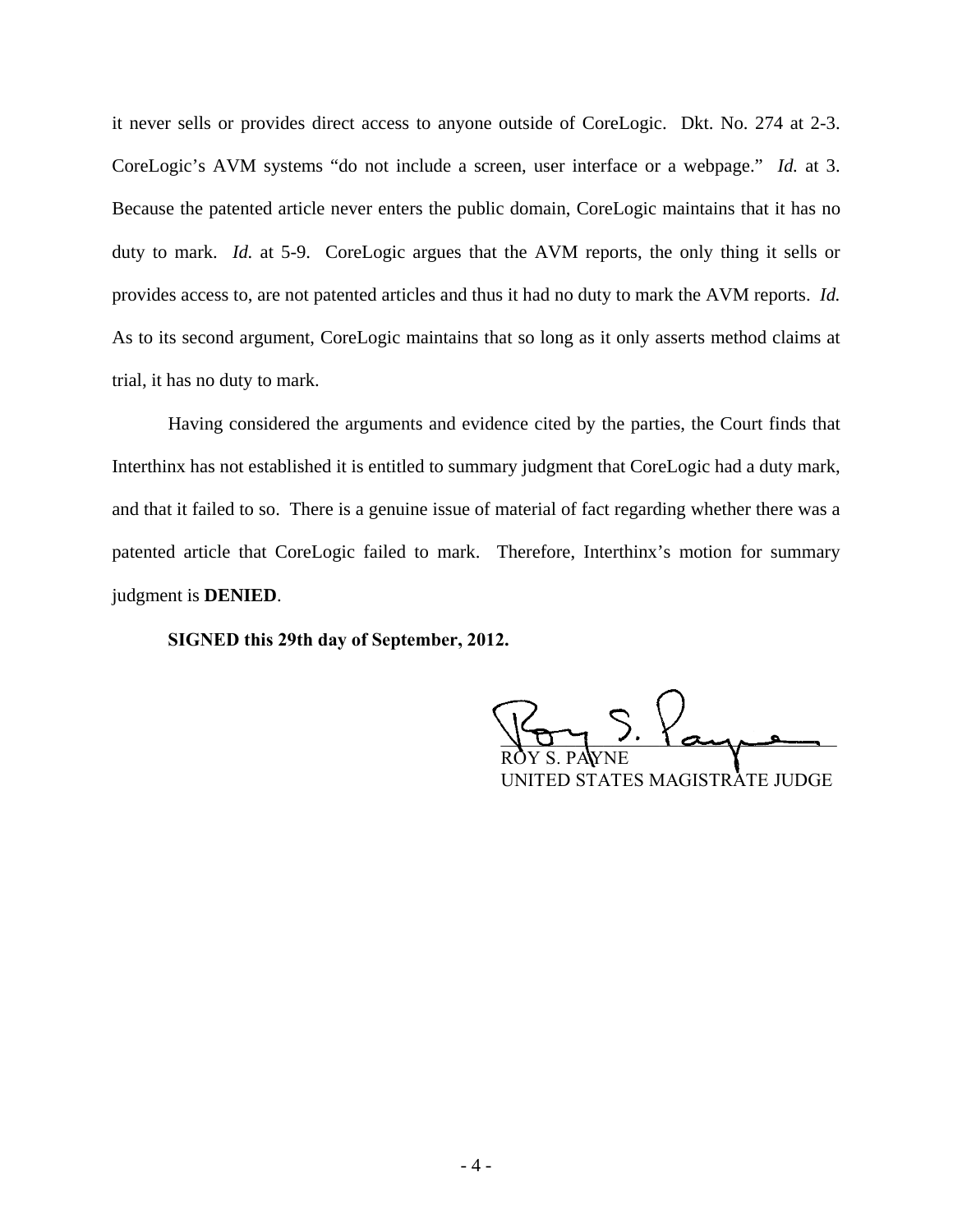it never sells or provides direct access to anyone outside of CoreLogic. Dkt. No. 274 at 2-3. CoreLogic's AVM systems "do not include a screen, user interface or a webpage." *Id.* at 3. Because the patented article never enters the public domain, CoreLogic maintains that it has no duty to mark. *Id.* at 5-9. CoreLogic argues that the AVM reports, the only thing it sells or provides access to, are not patented articles and thus it had no duty to mark the AVM reports. *Id.* As to its second argument, CoreLogic maintains that so long as it only asserts method claims at trial, it has no duty to mark.

Having considered the arguments and evidence cited by the parties, the Court finds that Interthinx has not established it is entitled to summary judgment that CoreLogic had a duty mark, and that it failed to so. There is a genuine issue of material fact regarding whether there was a patented article that CoreLogic failed to mark. Therefore, Interthinx's motion for summary judgment is **DENIED**.

**SIGNED this 29th day of September, 2012.**

ROY S. PAYNE
UNITED STATES MAGISTRATE JUDGE